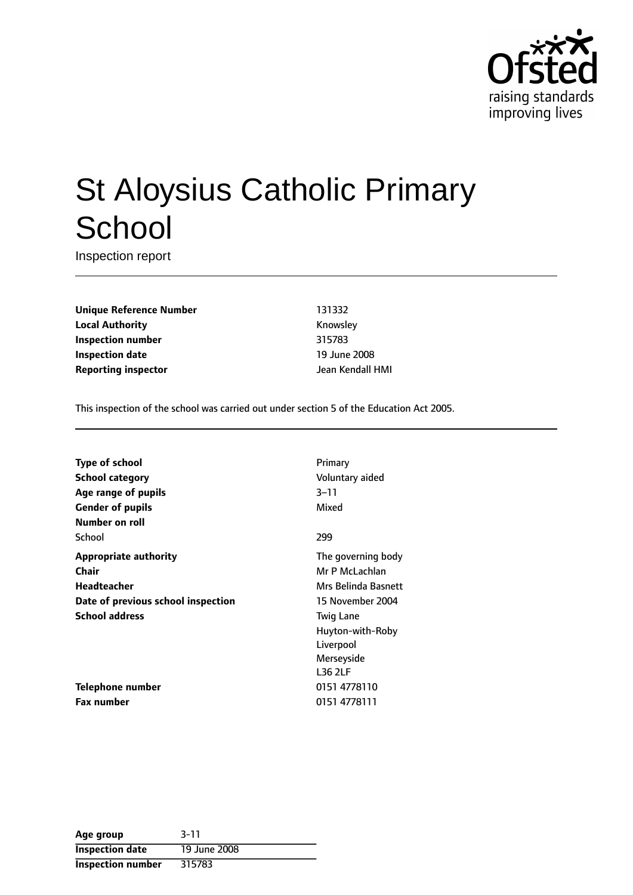# St Aloysius Catholic Primary School

Inspection report

| | |
|---|---|
| **Unique Reference Number** | 131332 |
| **Local Authority** | Knowsley |
| **Inspection number** | 315783 |
| **Inspection date** | 19 June 2008 |
| **Reporting inspector** | Jean Kendall HMI |

This inspection of the school was carried out under section 5 of the Education Act 2005.

| | |
|---|---|
| **Type of school** | Primary |
| **School category** | Voluntary aided |
| **Age range of pupils** | 3–11 |
| **Gender of pupils** | Mixed |
| **Number on roll** | |
| School | 299 |
| **Appropriate authority** | The governing body |
| **Chair** | Mr P McLachlan |
| **Headteacher** | Mrs Belinda Basnett |
| **Date of previous school inspection** | 15 November 2004 |
| **School address** | Twig Lane<br>Huyton-with-Roby<br>Liverpool<br>Merseyside<br>L36 2LF |
| **Telephone number** | 0151 4778110 |
| **Fax number** | 0151 4778111 |

| | |
|---|---|
| **Age group** | 3-11 |
| **Inspection date** | 19 June 2008 |
| **Inspection number** | 315783 |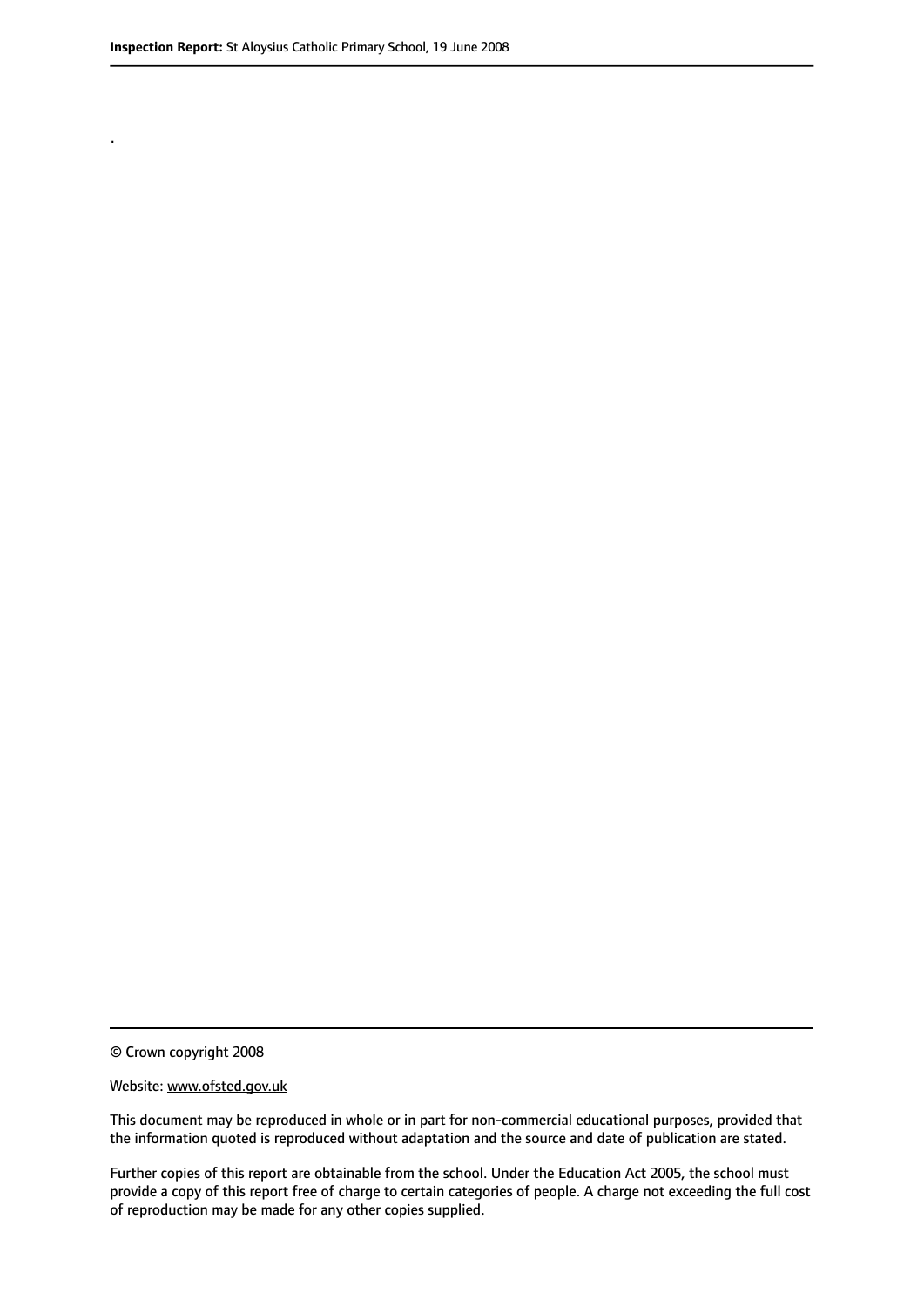.

© Crown copyright 2008

Website: www.ofsted.gov.uk

This document may be reproduced in whole or in part for non-commercial educational purposes, provided that the information quoted is reproduced without adaptation and the source and date of publication are stated.

Further copies of this report are obtainable from the school. Under the Education Act 2005, the school must provide a copy of this report free of charge to certain categories of people. A charge not exceeding the full cost of reproduction may be made for any other copies supplied.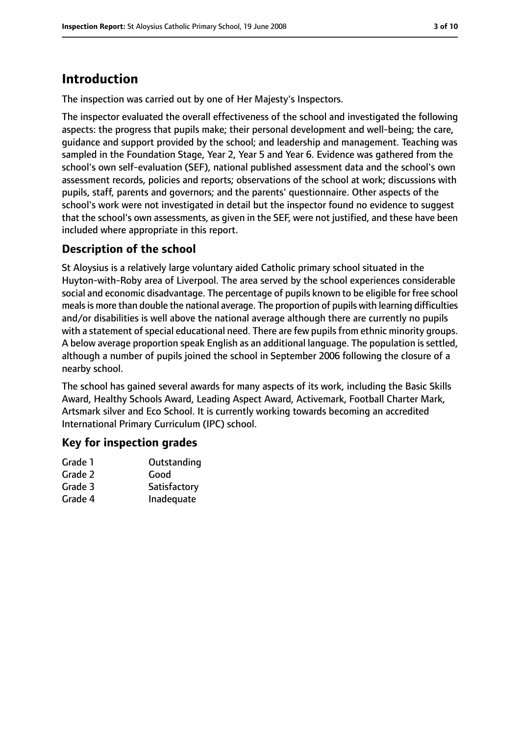# Introduction

The inspection was carried out by one of Her Majesty's Inspectors.

The inspector evaluated the overall effectiveness of the school and investigated the following aspects: the progress that pupils make; their personal development and well-being; the care, guidance and support provided by the school; and leadership and management. Teaching was sampled in the Foundation Stage, Year 2, Year 5 and Year 6. Evidence was gathered from the school's own self-evaluation (SEF), national published assessment data and the school's own assessment records, policies and reports; observations of the school at work; discussions with pupils, staff, parents and governors; and the parents' questionnaire. Other aspects of the school's work were not investigated in detail but the inspector found no evidence to suggest that the school's own assessments, as given in the SEF, were not justified, and these have been included where appropriate in this report.

## Description of the school

St Aloysius is a relatively large voluntary aided Catholic primary school situated in the Huyton-with-Roby area of Liverpool. The area served by the school experiences considerable social and economic disadvantage. The percentage of pupils known to be eligible for free school meals is more than double the national average. The proportion of pupils with learning difficulties and/or disabilities is well above the national average although there are currently no pupils with a statement of special educational need. There are few pupils from ethnic minority groups. A below average proportion speak English as an additional language. The population is settled, although a number of pupils joined the school in September 2006 following the closure of a nearby school.

The school has gained several awards for many aspects of its work, including the Basic Skills Award, Healthy Schools Award, Leading Aspect Award, Activemark, Football Charter Mark, Artsmark silver and Eco School. It is currently working towards becoming an accredited International Primary Curriculum (IPC) school.

## Key for inspection grades

| | |
|---|---|
| Grade 1 | Outstanding |
| Grade 2 | Good |
| Grade 3 | Satisfactory |
| Grade 4 | Inadequate |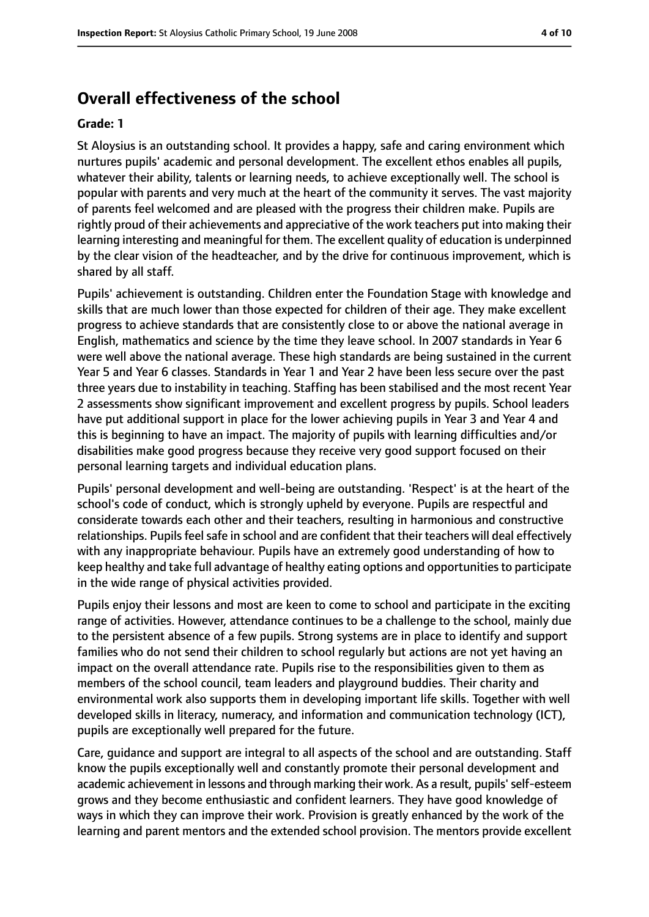## Overall effectiveness of the school

**Grade: 1**

St Aloysius is an outstanding school. It provides a happy, safe and caring environment which nurtures pupils' academic and personal development. The excellent ethos enables all pupils, whatever their ability, talents or learning needs, to achieve exceptionally well. The school is popular with parents and very much at the heart of the community it serves. The vast majority of parents feel welcomed and are pleased with the progress their children make. Pupils are rightly proud of their achievements and appreciative of the work teachers put into making their learning interesting and meaningful for them. The excellent quality of education is underpinned by the clear vision of the headteacher, and by the drive for continuous improvement, which is shared by all staff.

Pupils' achievement is outstanding. Children enter the Foundation Stage with knowledge and skills that are much lower than those expected for children of their age. They make excellent progress to achieve standards that are consistently close to or above the national average in English, mathematics and science by the time they leave school. In 2007 standards in Year 6 were well above the national average. These high standards are being sustained in the current Year 5 and Year 6 classes. Standards in Year 1 and Year 2 have been less secure over the past three years due to instability in teaching. Staffing has been stabilised and the most recent Year 2 assessments show significant improvement and excellent progress by pupils. School leaders have put additional support in place for the lower achieving pupils in Year 3 and Year 4 and this is beginning to have an impact. The majority of pupils with learning difficulties and/or disabilities make good progress because they receive very good support focused on their personal learning targets and individual education plans.

Pupils' personal development and well-being are outstanding. 'Respect' is at the heart of the school's code of conduct, which is strongly upheld by everyone. Pupils are respectful and considerate towards each other and their teachers, resulting in harmonious and constructive relationships. Pupils feel safe in school and are confident that their teachers will deal effectively with any inappropriate behaviour. Pupils have an extremely good understanding of how to keep healthy and take full advantage of healthy eating options and opportunities to participate in the wide range of physical activities provided.

Pupils enjoy their lessons and most are keen to come to school and participate in the exciting range of activities. However, attendance continues to be a challenge to the school, mainly due to the persistent absence of a few pupils. Strong systems are in place to identify and support families who do not send their children to school regularly but actions are not yet having an impact on the overall attendance rate. Pupils rise to the responsibilities given to them as members of the school council, team leaders and playground buddies. Their charity and environmental work also supports them in developing important life skills. Together with well developed skills in literacy, numeracy, and information and communication technology (ICT), pupils are exceptionally well prepared for the future.

Care, guidance and support are integral to all aspects of the school and are outstanding. Staff know the pupils exceptionally well and constantly promote their personal development and academic achievement in lessons and through marking their work. As a result, pupils' self-esteem grows and they become enthusiastic and confident learners. They have good knowledge of ways in which they can improve their work. Provision is greatly enhanced by the work of the learning and parent mentors and the extended school provision. The mentors provide excellent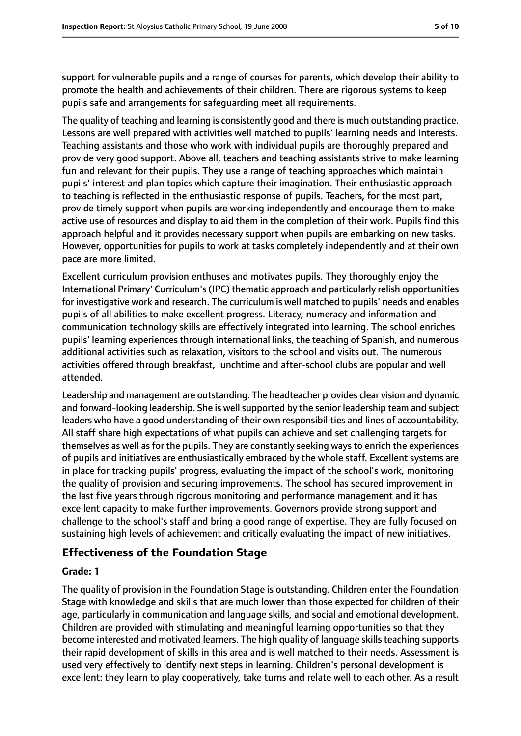support for vulnerable pupils and a range of courses for parents, which develop their ability to promote the health and achievements of their children. There are rigorous systems to keep pupils safe and arrangements for safeguarding meet all requirements.

The quality of teaching and learning is consistently good and there is much outstanding practice. Lessons are well prepared with activities well matched to pupils' learning needs and interests. Teaching assistants and those who work with individual pupils are thoroughly prepared and provide very good support. Above all, teachers and teaching assistants strive to make learning fun and relevant for their pupils. They use a range of teaching approaches which maintain pupils' interest and plan topics which capture their imagination. Their enthusiastic approach to teaching is reflected in the enthusiastic response of pupils. Teachers, for the most part, provide timely support when pupils are working independently and encourage them to make active use of resources and display to aid them in the completion of their work. Pupils find this approach helpful and it provides necessary support when pupils are embarking on new tasks. However, opportunities for pupils to work at tasks completely independently and at their own pace are more limited.

Excellent curriculum provision enthuses and motivates pupils. They thoroughly enjoy the International Primary' Curriculum's (IPC) thematic approach and particularly relish opportunities for investigative work and research. The curriculum is well matched to pupils' needs and enables pupils of all abilities to make excellent progress. Literacy, numeracy and information and communication technology skills are effectively integrated into learning. The school enriches pupils' learning experiences through international links, the teaching of Spanish, and numerous additional activities such as relaxation, visitors to the school and visits out. The numerous activities offered through breakfast, lunchtime and after-school clubs are popular and well attended.

Leadership and management are outstanding. The headteacher provides clear vision and dynamic and forward-looking leadership. She is well supported by the senior leadership team and subject leaders who have a good understanding of their own responsibilities and lines of accountability. All staff share high expectations of what pupils can achieve and set challenging targets for themselves as well as for the pupils. They are constantly seeking ways to enrich the experiences of pupils and initiatives are enthusiastically embraced by the whole staff. Excellent systems are in place for tracking pupils' progress, evaluating the impact of the school's work, monitoring the quality of provision and securing improvements. The school has secured improvement in the last five years through rigorous monitoring and performance management and it has excellent capacity to make further improvements. Governors provide strong support and challenge to the school's staff and bring a good range of expertise. They are fully focused on sustaining high levels of achievement and critically evaluating the impact of new initiatives.

## Effectiveness of the Foundation Stage

**Grade: 1**

The quality of provision in the Foundation Stage is outstanding. Children enter the Foundation Stage with knowledge and skills that are much lower than those expected for children of their age, particularly in communication and language skills, and social and emotional development. Children are provided with stimulating and meaningful learning opportunities so that they become interested and motivated learners. The high quality of language skills teaching supports their rapid development of skills in this area and is well matched to their needs. Assessment is used very effectively to identify next steps in learning. Children's personal development is excellent: they learn to play cooperatively, take turns and relate well to each other. As a result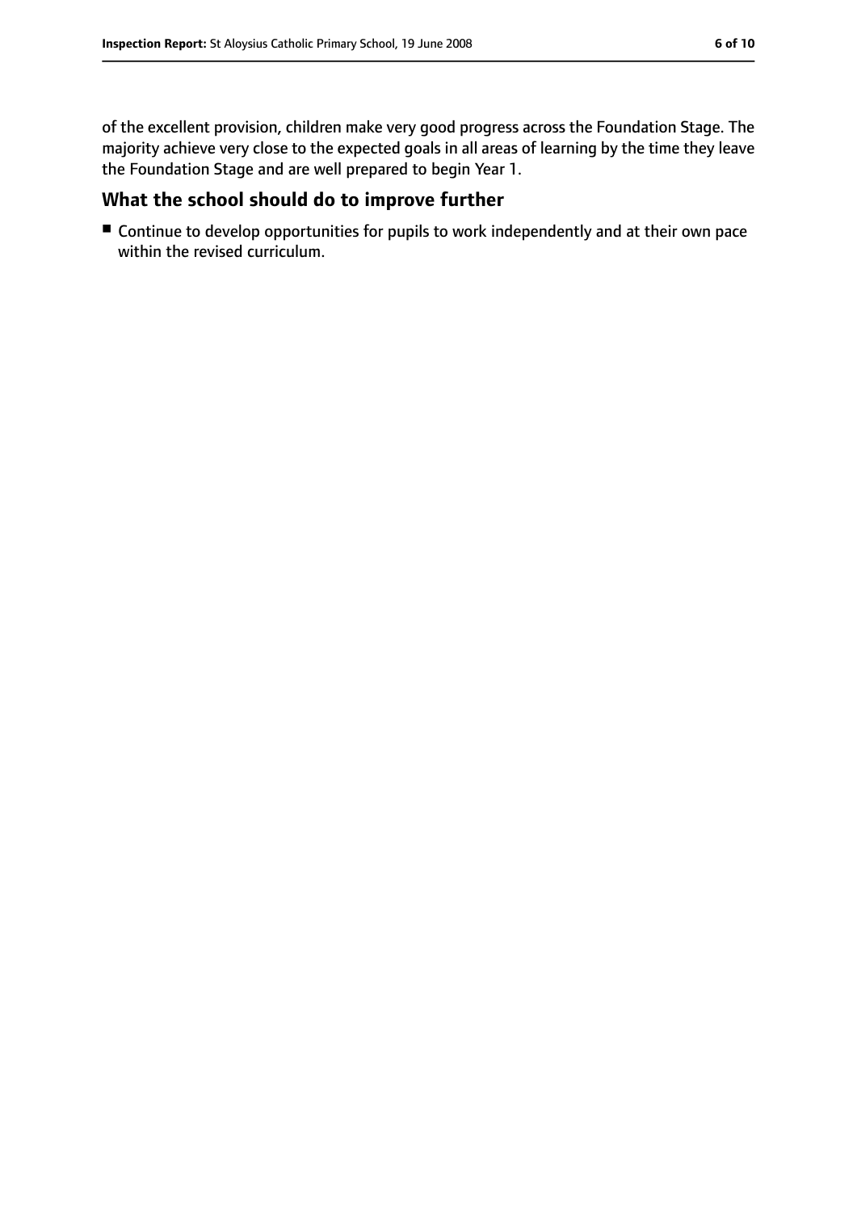of the excellent provision, children make very good progress across the Foundation Stage. The majority achieve very close to the expected goals in all areas of learning by the time they leave the Foundation Stage and are well prepared to begin Year 1.

## What the school should do to improve further

- Continue to develop opportunities for pupils to work independently and at their own pace within the revised curriculum.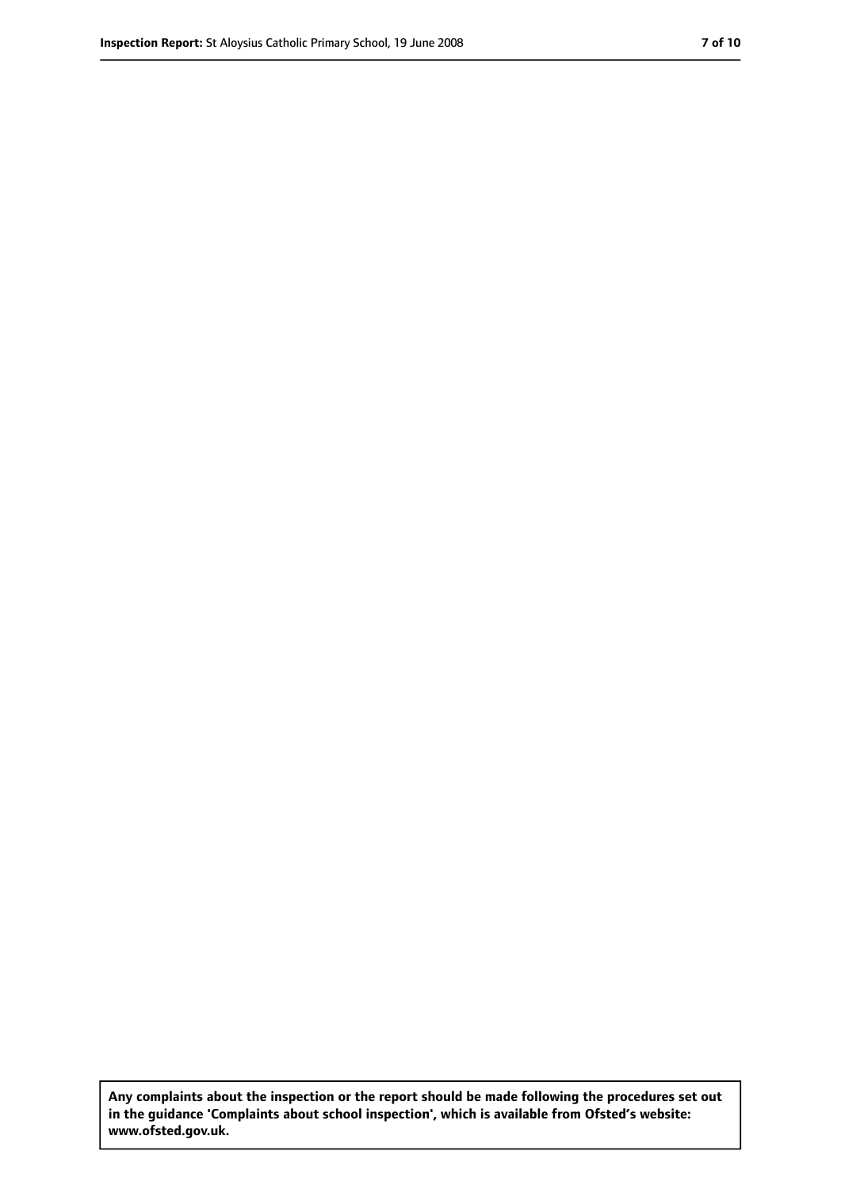**Any complaints about the inspection or the report should be made following the procedures set out in the guidance 'Complaints about school inspection', which is available from Ofsted's website: www.ofsted.gov.uk.**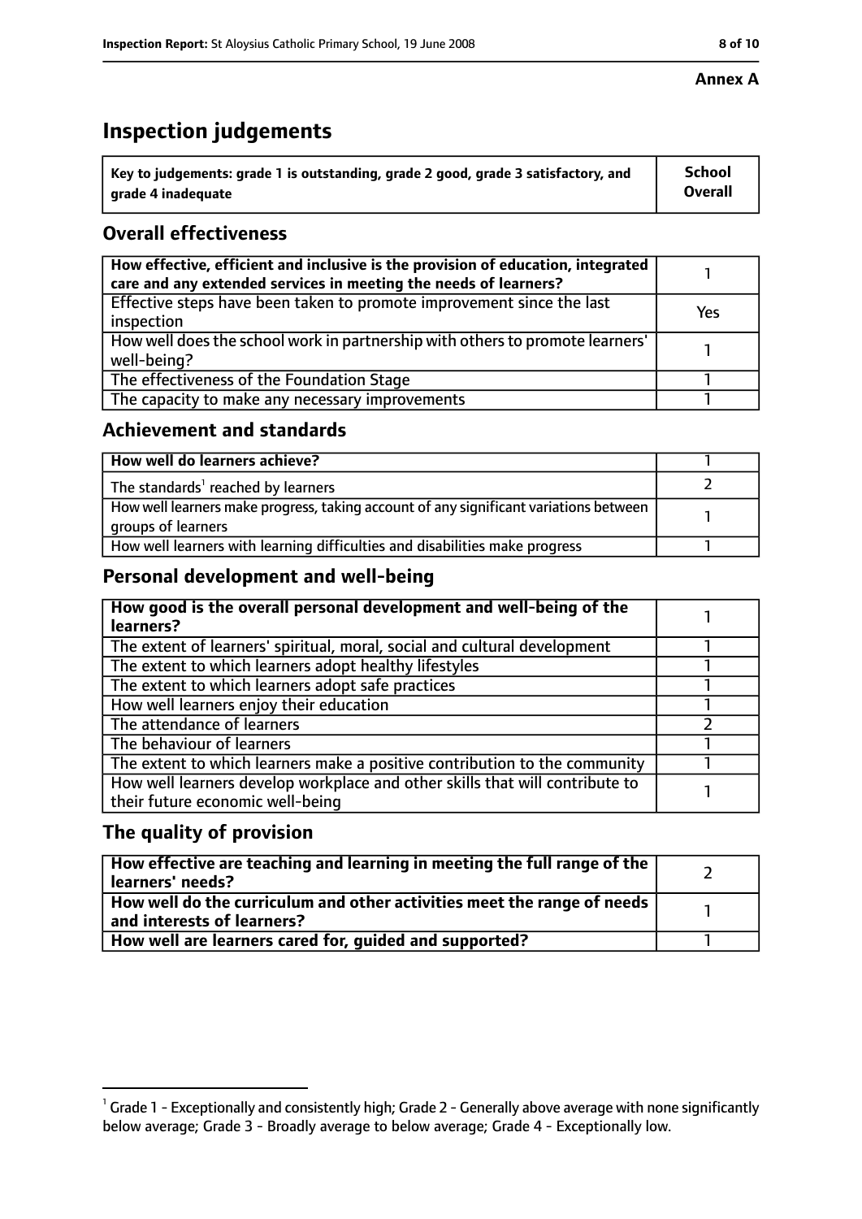**Annex A**

# Inspection judgements

| Key to judgements: grade 1 is outstanding, grade 2 good, grade 3 satisfactory, and grade 4 inadequate | School Overall |
|---|---|

## Overall effectiveness

| | |
|---|---|
| How effective, efficient and inclusive is the provision of education, integrated care and any extended services in meeting the needs of learners? | 1 |
| Effective steps have been taken to promote improvement since the last inspection | Yes |
| How well does the school work in partnership with others to promote learners' well-being? | 1 |
| The effectiveness of the Foundation Stage | 1 |
| The capacity to make any necessary improvements | 1 |

## Achievement and standards

| | |
|---|---|
| **How well do learners achieve?** | 1 |
| The standards[1] reached by learners | 2 |
| How well learners make progress, taking account of any significant variations between groups of learners | 1 |
| How well learners with learning difficulties and disabilities make progress | 1 |

## Personal development and well-being

| | |
|---|---|
| **How good is the overall personal development and well-being of the learners?** | 1 |
| The extent of learners' spiritual, moral, social and cultural development | 1 |
| The extent to which learners adopt healthy lifestyles | 1 |
| The extent to which learners adopt safe practices | 1 |
| How well learners enjoy their education | 1 |
| The attendance of learners | 2 |
| The behaviour of learners | 1 |
| The extent to which learners make a positive contribution to the community | 1 |
| How well learners develop workplace and other skills that will contribute to their future economic well-being | 1 |

## The quality of provision

| | |
|---|---|
| **How effective are teaching and learning in meeting the full range of the learners' needs?** | 2 |
| **How well do the curriculum and other activities meet the range of needs and interests of learners?** | 1 |
| **How well are learners cared for, guided and supported?** | 1 |

[1] Grade 1 - Exceptionally and consistently high; Grade 2 - Generally above average with none significantly below average; Grade 3 - Broadly average to below average; Grade 4 - Exceptionally low.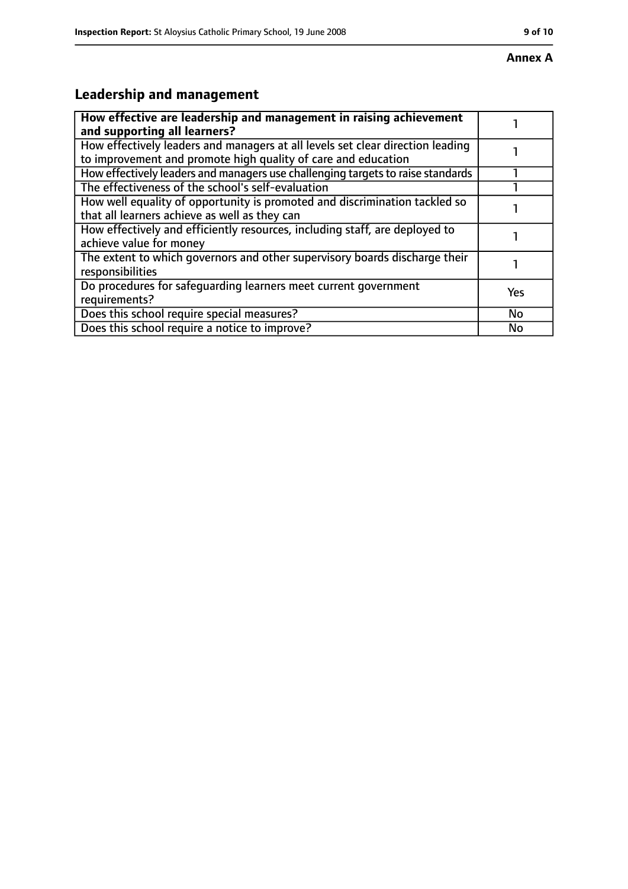**Annex A**

## Leadership and management

| How effective are leadership and management in raising achievement and supporting all learners? | 1 |
|---|---|
| How effectively leaders and managers at all levels set clear direction leading to improvement and promote high quality of care and education | 1 |
| How effectively leaders and managers use challenging targets to raise standards | 1 |
| The effectiveness of the school's self-evaluation | 1 |
| How well equality of opportunity is promoted and discrimination tackled so that all learners achieve as well as they can | 1 |
| How effectively and efficiently resources, including staff, are deployed to achieve value for money | 1 |
| The extent to which governors and other supervisory boards discharge their responsibilities | 1 |
| Do procedures for safeguarding learners meet current government requirements? | Yes |
| Does this school require special measures? | No |
| Does this school require a notice to improve? | No |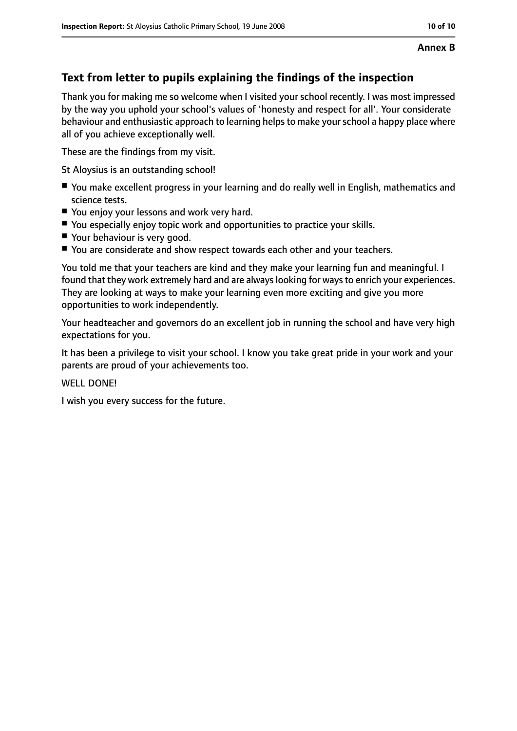**Annex B**

## Text from letter to pupils explaining the findings of the inspection

Thank you for making me so welcome when I visited your school recently. I was most impressed by the way you uphold your school's values of 'honesty and respect for all'. Your considerate behaviour and enthusiastic approach to learning helps to make your school a happy place where all of you achieve exceptionally well.

These are the findings from my visit.

St Aloysius is an outstanding school!

- You make excellent progress in your learning and do really well in English, mathematics and science tests.
- You enjoy your lessons and work very hard.
- You especially enjoy topic work and opportunities to practice your skills.
- Your behaviour is very good.
- You are considerate and show respect towards each other and your teachers.

You told me that your teachers are kind and they make your learning fun and meaningful. I found that they work extremely hard and are always looking for ways to enrich your experiences. They are looking at ways to make your learning even more exciting and give you more opportunities to work independently.

Your headteacher and governors do an excellent job in running the school and have very high expectations for you.

It has been a privilege to visit your school. I know you take great pride in your work and your parents are proud of your achievements too.

WELL DONE!

I wish you every success for the future.